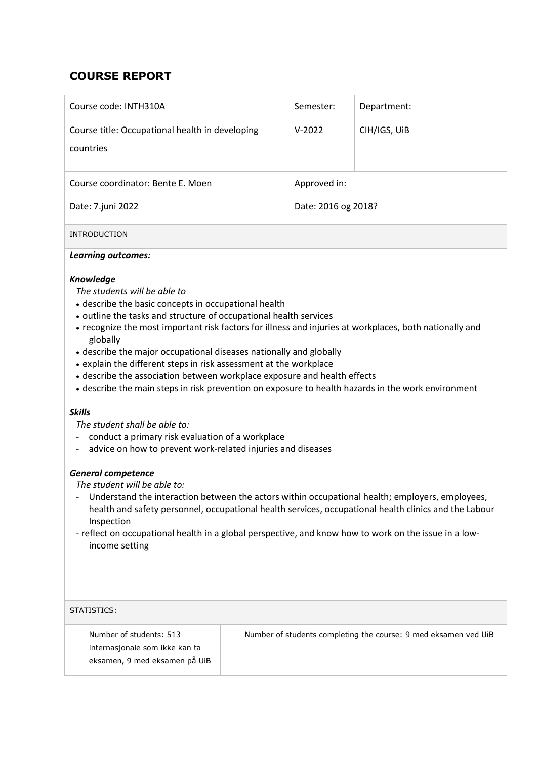# COURSE REPORT

| Course code: INTH310A<br><br>Course title: Occupational health in developing countries | Semester:<br><br>V-2022 | Department:<br><br>CIH/IGS, UiB |
|---|---|---|
| Course coordinator: Bente E. Moen<br><br>Date: 7.juni 2022 | Approved in:<br><br>Date: 2016 og 2018? | |

INTRODUCTION

***Learning outcomes:***

***Knowledge***

*The students will be able to*

- describe the basic concepts in occupational health
- outline the tasks and structure of occupational health services
- recognize the most important risk factors for illness and injuries at workplaces, both nationally and globally
- describe the major occupational diseases nationally and globally
- explain the different steps in risk assessment at the workplace
- describe the association between workplace exposure and health effects
- describe the main steps in risk prevention on exposure to health hazards in the work environment

***Skills***

*The student shall be able to:*

- conduct a primary risk evaluation of a workplace
- advice on how to prevent work-related injuries and diseases

***General competence***

*The student will be able to:*

- Understand the interaction between the actors within occupational health; employers, employees, health and safety personnel, occupational health services, occupational health clinics and the Labour Inspection
- reflect on occupational health in a global perspective, and know how to work on the issue in a low-income setting

STATISTICS:

| Number of students: 513 internasjonale som ikke kan ta eksamen, 9 med eksamen på UiB | Number of students completing the course: 9 med eksamen ved UiB |
|---|---|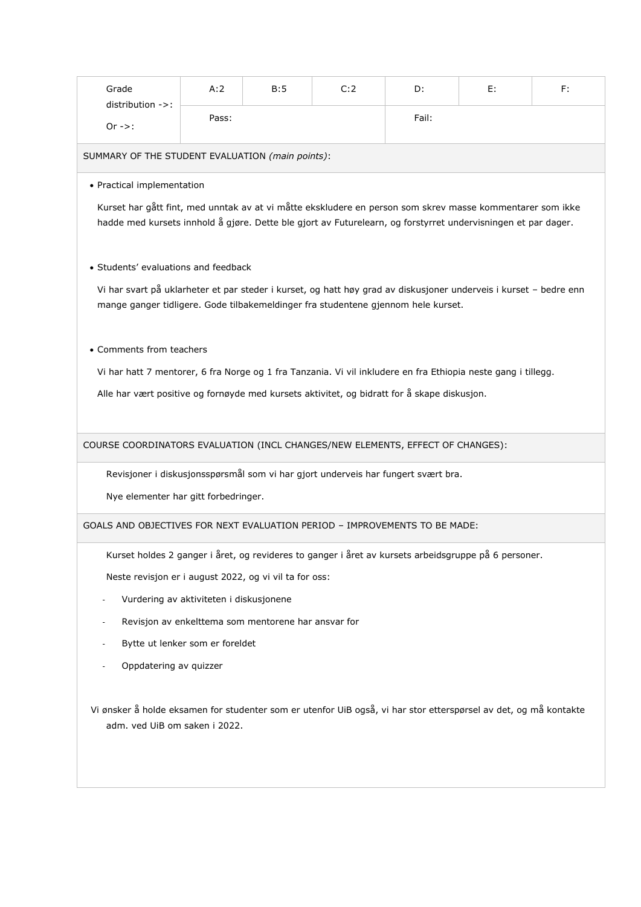| Grade distribution ->: Or ->: | A:2 | B:5 | C:2 | D: | E: | F: |
|---|---|---|---|---|---|---|
| | Pass: | | | Fail: | | |

SUMMARY OF THE STUDENT EVALUATION *(main points)*:

- Practical implementation

Kurset har gått fint, med unntak av at vi måtte ekskludere en person som skrev masse kommentarer som ikke hadde med kursets innhold å gjøre. Dette ble gjort av Futurelearn, og forstyrret undervisningen et par dager.

- Students' evaluations and feedback

Vi har svart på uklarheter et par steder i kurset, og hatt høy grad av diskusjoner underveis i kurset – bedre enn mange ganger tidligere. Gode tilbakemeldinger fra studentene gjennom hele kurset.

- Comments from teachers

Vi har hatt 7 mentorer, 6 fra Norge og 1 fra Tanzania. Vi vil inkludere en fra Ethiopia neste gang i tillegg.

Alle har vært positive og fornøyde med kursets aktivitet, og bidratt for å skape diskusjon.

COURSE COORDINATORS EVALUATION (INCL CHANGES/NEW ELEMENTS, EFFECT OF CHANGES):

Revisjoner i diskusjonsspørsmål som vi har gjort underveis har fungert svært bra.

Nye elementer har gitt forbedringer.

GOALS AND OBJECTIVES FOR NEXT EVALUATION PERIOD – IMPROVEMENTS TO BE MADE:

Kurset holdes 2 ganger i året, og revideres to ganger i året av kursets arbeidsgruppe på 6 personer.

Neste revisjon er i august 2022, og vi vil ta for oss:

- Vurdering av aktiviteten i diskusjonene
- Revisjon av enkelttema som mentorene har ansvar for
- Bytte ut lenker som er foreldet
- Oppdatering av quizzer

Vi ønsker å holde eksamen for studenter som er utenfor UiB også, vi har stor etterspørsel av det, og må kontakte adm. ved UiB om saken i 2022.